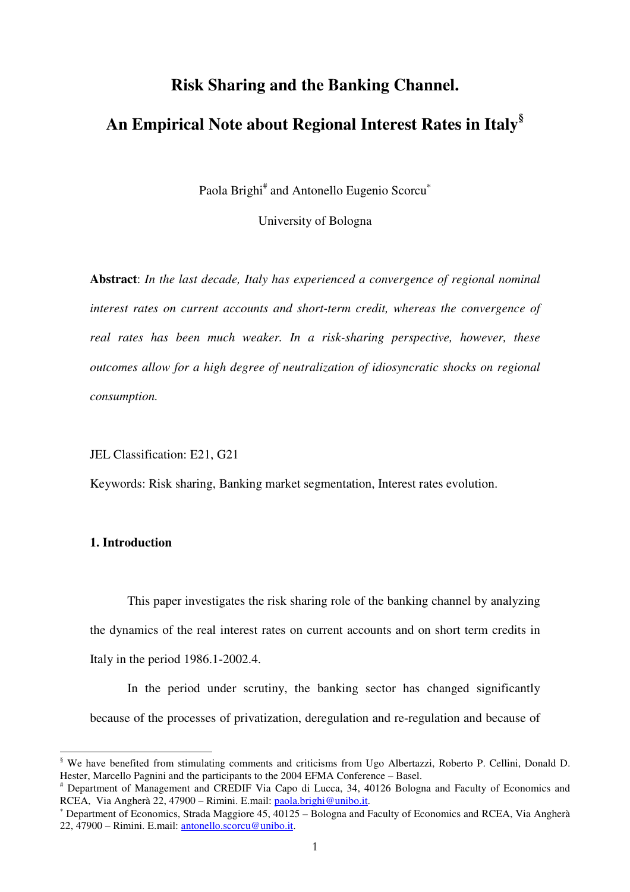# Risk Sharing and the Banking Channel.

# An Empirical Note about Regional Interest Rates in Italy[§]

Paola Brighi[#] and Antonello Eugenio Scorcu[*]

University of Bologna

**Abstract**: *In the last decade, Italy has experienced a convergence of regional nominal interest rates on current accounts and short-term credit, whereas the convergence of real rates has been much weaker. In a risk-sharing perspective, however, these outcomes allow for a high degree of neutralization of idiosyncratic shocks on regional consumption.*

JEL Classification: E21, G21

Keywords: Risk sharing, Banking market segmentation, Interest rates evolution.

## 1. Introduction

This paper investigates the risk sharing role of the banking channel by analyzing the dynamics of the real interest rates on current accounts and on short term credits in Italy in the period 1986.1-2002.4.

In the period under scrutiny, the banking sector has changed significantly because of the processes of privatization, deregulation and re-regulation and because of

---

[§] We have benefited from stimulating comments and criticisms from Ugo Albertazzi, Roberto P. Cellini, Donald D. Hester, Marcello Pagnini and the participants to the 2004 EFMA Conference – Basel.

[#] Department of Management and CREDIF Via Capo di Lucca, 34, 40126 Bologna and Faculty of Economics and RCEA, Via Angherà 22, 47900 – Rimini. E.mail: paola.brighi@unibo.it.

[*] Department of Economics, Strada Maggiore 45, 40125 – Bologna and Faculty of Economics and RCEA, Via Angherà 22, 47900 – Rimini. E.mail: antonello.scorcu@unibo.it.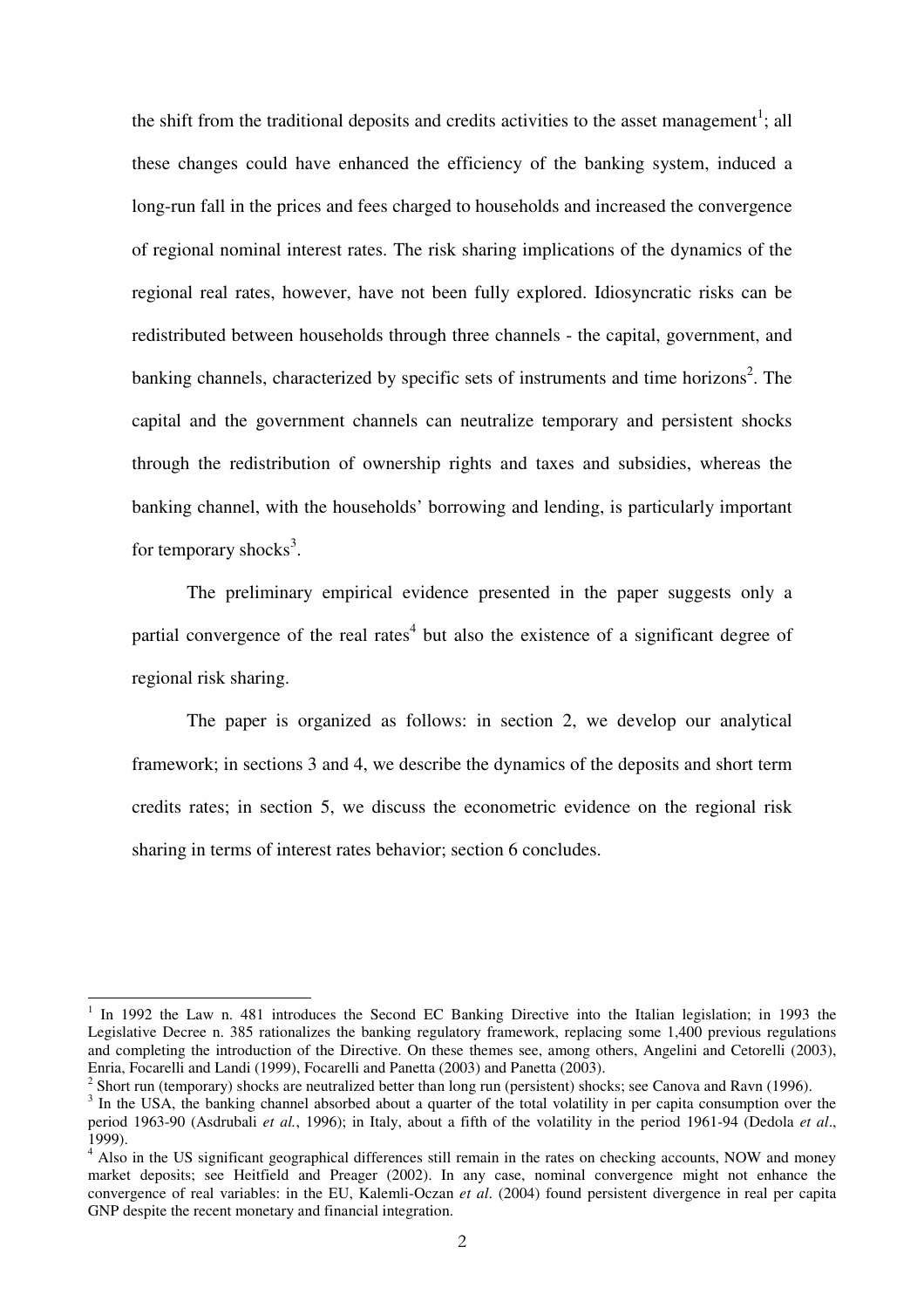the shift from the traditional deposits and credits activities to the asset management[1]; all these changes could have enhanced the efficiency of the banking system, induced a long-run fall in the prices and fees charged to households and increased the convergence of regional nominal interest rates. The risk sharing implications of the dynamics of the regional real rates, however, have not been fully explored. Idiosyncratic risks can be redistributed between households through three channels - the capital, government, and banking channels, characterized by specific sets of instruments and time horizons[2]. The capital and the government channels can neutralize temporary and persistent shocks through the redistribution of ownership rights and taxes and subsidies, whereas the banking channel, with the households' borrowing and lending, is particularly important for temporary shocks[3].

The preliminary empirical evidence presented in the paper suggests only a partial convergence of the real rates[4] but also the existence of a significant degree of regional risk sharing.

The paper is organized as follows: in section 2, we develop our analytical framework; in sections 3 and 4, we describe the dynamics of the deposits and short term credits rates; in section 5, we discuss the econometric evidence on the regional risk sharing in terms of interest rates behavior; section 6 concludes.

---

[1] In 1992 the Law n. 481 introduces the Second EC Banking Directive into the Italian legislation; in 1993 the Legislative Decree n. 385 rationalizes the banking regulatory framework, replacing some 1,400 previous regulations and completing the introduction of the Directive. On these themes see, among others, Angelini and Cetorelli (2003), Enria, Focarelli and Landi (1999), Focarelli and Panetta (2003) and Panetta (2003).

[2] Short run (temporary) shocks are neutralized better than long run (persistent) shocks; see Canova and Ravn (1996).

[3] In the USA, the banking channel absorbed about a quarter of the total volatility in per capita consumption over the period 1963-90 (Asdrubali *et al.*, 1996); in Italy, about a fifth of the volatility in the period 1961-94 (Dedola *et al*., 1999).

[4] Also in the US significant geographical differences still remain in the rates on checking accounts, NOW and money market deposits; see Heitfield and Preager (2002). In any case, nominal convergence might not enhance the convergence of real variables: in the EU, Kalemli-Oczan *et al*. (2004) found persistent divergence in real per capita GNP despite the recent monetary and financial integration.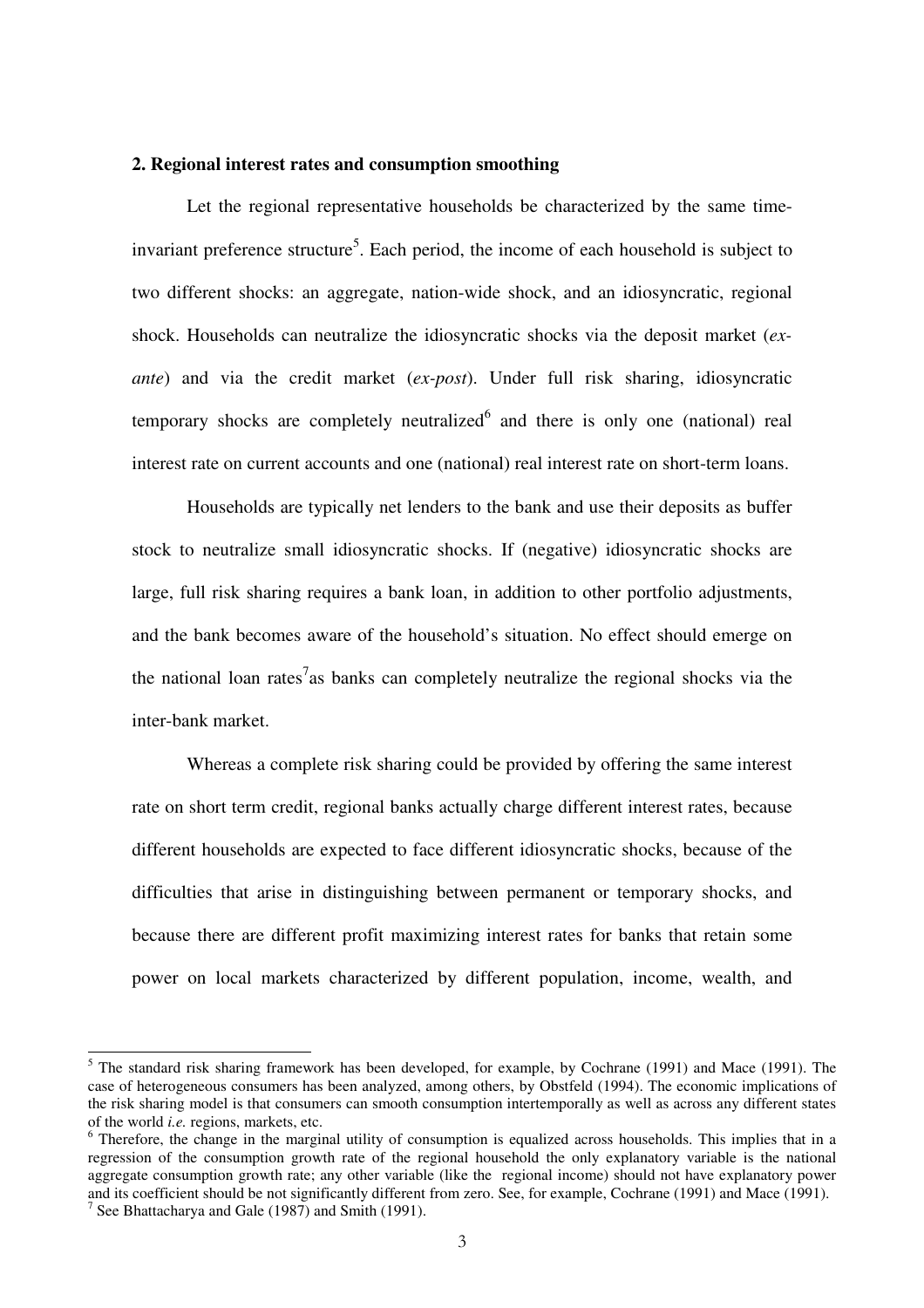## 2. Regional interest rates and consumption smoothing

Let the regional representative households be characterized by the same time-invariant preference structure[5]. Each period, the income of each household is subject to two different shocks: an aggregate, nation-wide shock, and an idiosyncratic, regional shock. Households can neutralize the idiosyncratic shocks via the deposit market (*ex-ante*) and via the credit market (*ex-post*). Under full risk sharing, idiosyncratic temporary shocks are completely neutralized[6] and there is only one (national) real interest rate on current accounts and one (national) real interest rate on short-term loans.

Households are typically net lenders to the bank and use their deposits as buffer stock to neutralize small idiosyncratic shocks. If (negative) idiosyncratic shocks are large, full risk sharing requires a bank loan, in addition to other portfolio adjustments, and the bank becomes aware of the household's situation. No effect should emerge on the national loan rates[7] as banks can completely neutralize the regional shocks via the inter-bank market.

Whereas a complete risk sharing could be provided by offering the same interest rate on short term credit, regional banks actually charge different interest rates, because different households are expected to face different idiosyncratic shocks, because of the difficulties that arise in distinguishing between permanent or temporary shocks, and because there are different profit maximizing interest rates for banks that retain some power on local markets characterized by different population, income, wealth, and

---

[5] The standard risk sharing framework has been developed, for example, by Cochrane (1991) and Mace (1991). The case of heterogeneous consumers has been analyzed, among others, by Obstfeld (1994). The economic implications of the risk sharing model is that consumers can smooth consumption intertemporally as well as across any different states of the world *i.e.* regions, markets, etc.

[6] Therefore, the change in the marginal utility of consumption is equalized across households. This implies that in a regression of the consumption growth rate of the regional household the only explanatory variable is the national aggregate consumption growth rate; any other variable (like the regional income) should not have explanatory power and its coefficient should be not significantly different from zero. See, for example, Cochrane (1991) and Mace (1991).

[7] See Bhattacharya and Gale (1987) and Smith (1991).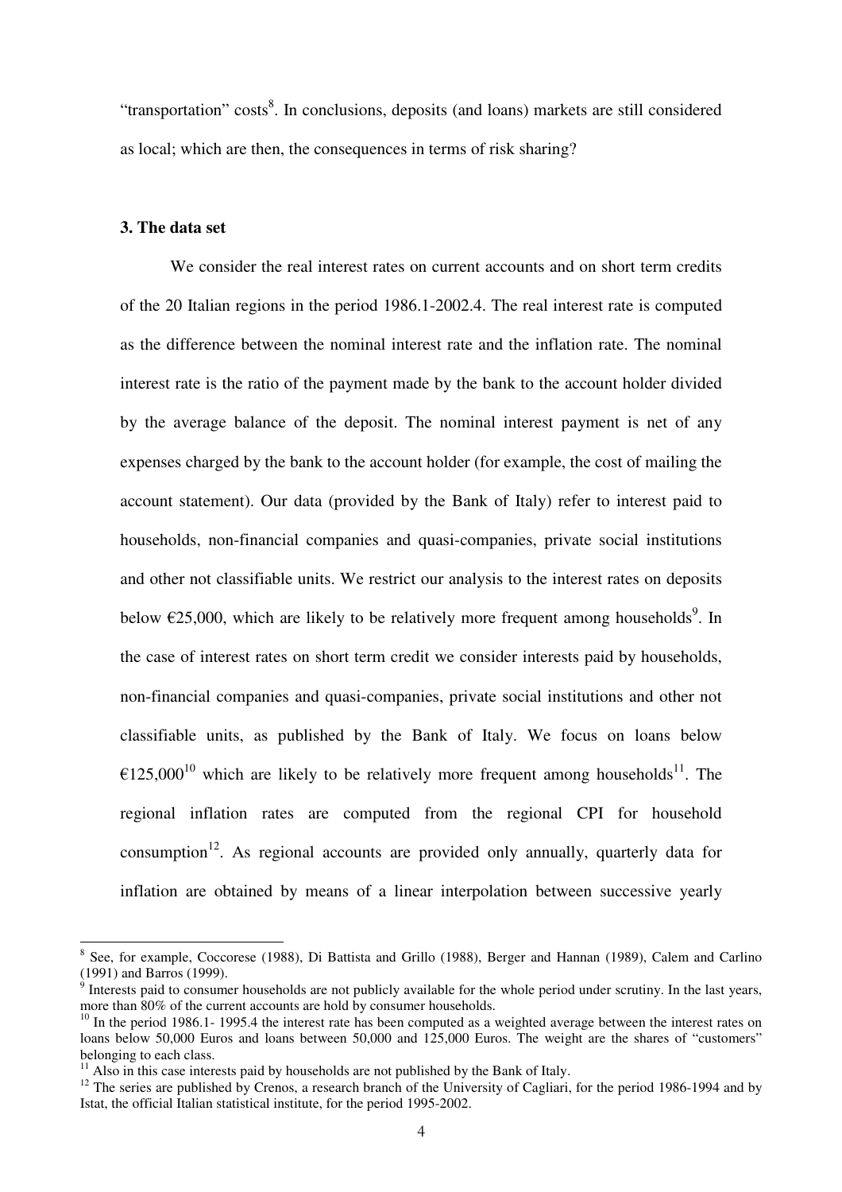"transportation" costs[8]. In conclusions, deposits (and loans) markets are still considered as local; which are then, the consequences in terms of risk sharing?

### 3. The data set

We consider the real interest rates on current accounts and on short term credits of the 20 Italian regions in the period 1986.1-2002.4. The real interest rate is computed as the difference between the nominal interest rate and the inflation rate. The nominal interest rate is the ratio of the payment made by the bank to the account holder divided by the average balance of the deposit. The nominal interest payment is net of any expenses charged by the bank to the account holder (for example, the cost of mailing the account statement). Our data (provided by the Bank of Italy) refer to interest paid to households, non-financial companies and quasi-companies, private social institutions and other not classifiable units. We restrict our analysis to the interest rates on deposits below €25,000, which are likely to be relatively more frequent among households[9]. In the case of interest rates on short term credit we consider interests paid by households, non-financial companies and quasi-companies, private social institutions and other not classifiable units, as published by the Bank of Italy. We focus on loans below €125,000[10] which are likely to be relatively more frequent among households[11]. The regional inflation rates are computed from the regional CPI for household consumption[12]. As regional accounts are provided only annually, quarterly data for inflation are obtained by means of a linear interpolation between successive yearly

---

[8] See, for example, Coccorese (1988), Di Battista and Grillo (1988), Berger and Hannan (1989), Calem and Carlino (1991) and Barros (1999).

[9] Interests paid to consumer households are not publicly available for the whole period under scrutiny. In the last years, more than 80% of the current accounts are hold by consumer households.

[10] In the period 1986.1- 1995.4 the interest rate has been computed as a weighted average between the interest rates on loans below 50,000 Euros and loans between 50,000 and 125,000 Euros. The weight are the shares of "customers" belonging to each class.

[11] Also in this case interests paid by households are not published by the Bank of Italy.

[12] The series are published by Crenos, a research branch of the University of Cagliari, for the period 1986-1994 and by Istat, the official Italian statistical institute, for the period 1995-2002.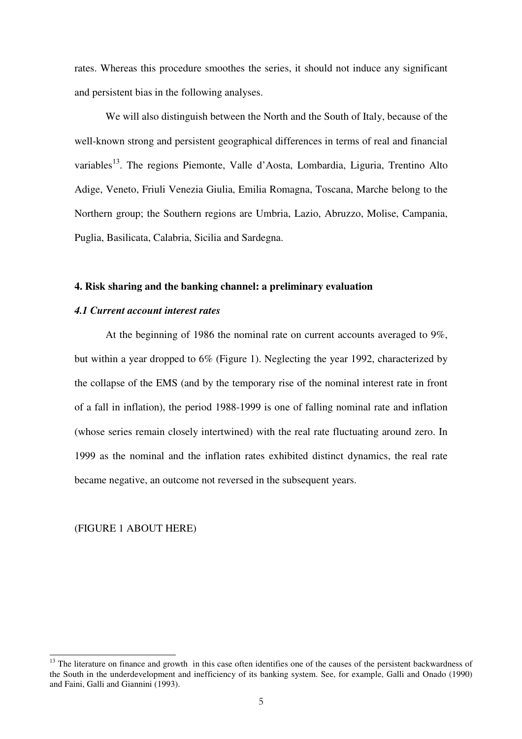rates. Whereas this procedure smoothes the series, it should not induce any significant and persistent bias in the following analyses.

We will also distinguish between the North and the South of Italy, because of the well-known strong and persistent geographical differences in terms of real and financial variables[13]. The regions Piemonte, Valle d'Aosta, Lombardia, Liguria, Trentino Alto Adige, Veneto, Friuli Venezia Giulia, Emilia Romagna, Toscana, Marche belong to the Northern group; the Southern regions are Umbria, Lazio, Abruzzo, Molise, Campania, Puglia, Basilicata, Calabria, Sicilia and Sardegna.

## 4. Risk sharing and the banking channel: a preliminary evaluation

### *4.1 Current account interest rates*

At the beginning of 1986 the nominal rate on current accounts averaged to 9%, but within a year dropped to 6% (Figure 1). Neglecting the year 1992, characterized by the collapse of the EMS (and by the temporary rise of the nominal interest rate in front of a fall in inflation), the period 1988-1999 is one of falling nominal rate and inflation (whose series remain closely intertwined) with the real rate fluctuating around zero. In 1999 as the nominal and the inflation rates exhibited distinct dynamics, the real rate became negative, an outcome not reversed in the subsequent years.

(FIGURE 1 ABOUT HERE)

[13] The literature on finance and growth in this case often identifies one of the causes of the persistent backwardness of the South in the underdevelopment and inefficiency of its banking system. See, for example, Galli and Onado (1990) and Faini, Galli and Giannini (1993).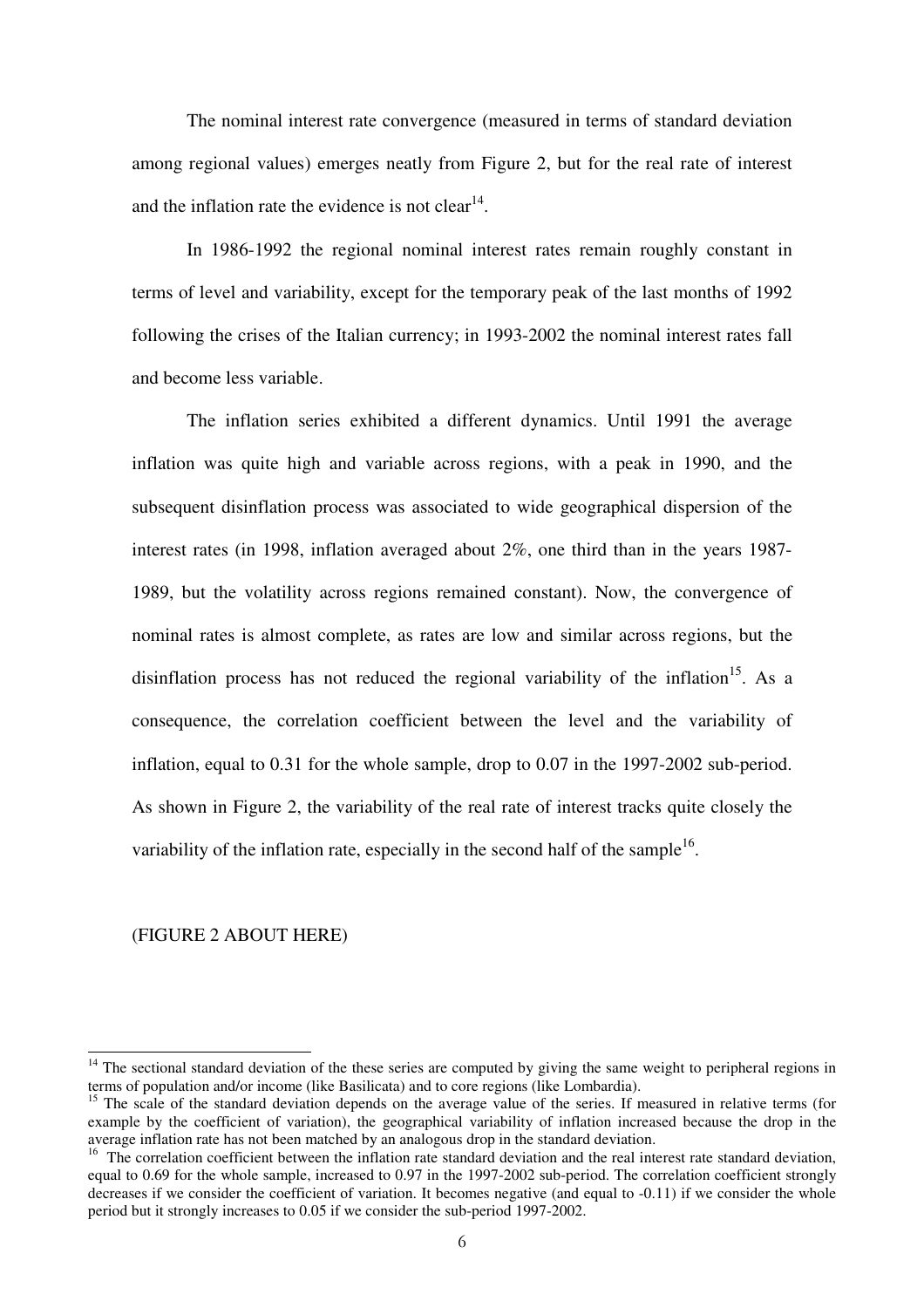The nominal interest rate convergence (measured in terms of standard deviation among regional values) emerges neatly from Figure 2, but for the real rate of interest and the inflation rate the evidence is not clear[14].

In 1986-1992 the regional nominal interest rates remain roughly constant in terms of level and variability, except for the temporary peak of the last months of 1992 following the crises of the Italian currency; in 1993-2002 the nominal interest rates fall and become less variable.

The inflation series exhibited a different dynamics. Until 1991 the average inflation was quite high and variable across regions, with a peak in 1990, and the subsequent disinflation process was associated to wide geographical dispersion of the interest rates (in 1998, inflation averaged about 2%, one third than in the years 1987-1989, but the volatility across regions remained constant). Now, the convergence of nominal rates is almost complete, as rates are low and similar across regions, but the disinflation process has not reduced the regional variability of the inflation[15]. As a consequence, the correlation coefficient between the level and the variability of inflation, equal to 0.31 for the whole sample, drop to 0.07 in the 1997-2002 sub-period. As shown in Figure 2, the variability of the real rate of interest tracks quite closely the variability of the inflation rate, especially in the second half of the sample[16].

(FIGURE 2 ABOUT HERE)

---

[14] The sectional standard deviation of the these series are computed by giving the same weight to peripheral regions in terms of population and/or income (like Basilicata) and to core regions (like Lombardia).

[15] The scale of the standard deviation depends on the average value of the series. If measured in relative terms (for example by the coefficient of variation), the geographical variability of inflation increased because the drop in the average inflation rate has not been matched by an analogous drop in the standard deviation.

[16] The correlation coefficient between the inflation rate standard deviation and the real interest rate standard deviation, equal to 0.69 for the whole sample, increased to 0.97 in the 1997-2002 sub-period. The correlation coefficient strongly decreases if we consider the coefficient of variation. It becomes negative (and equal to -0.11) if we consider the whole period but it strongly increases to 0.05 if we consider the sub-period 1997-2002.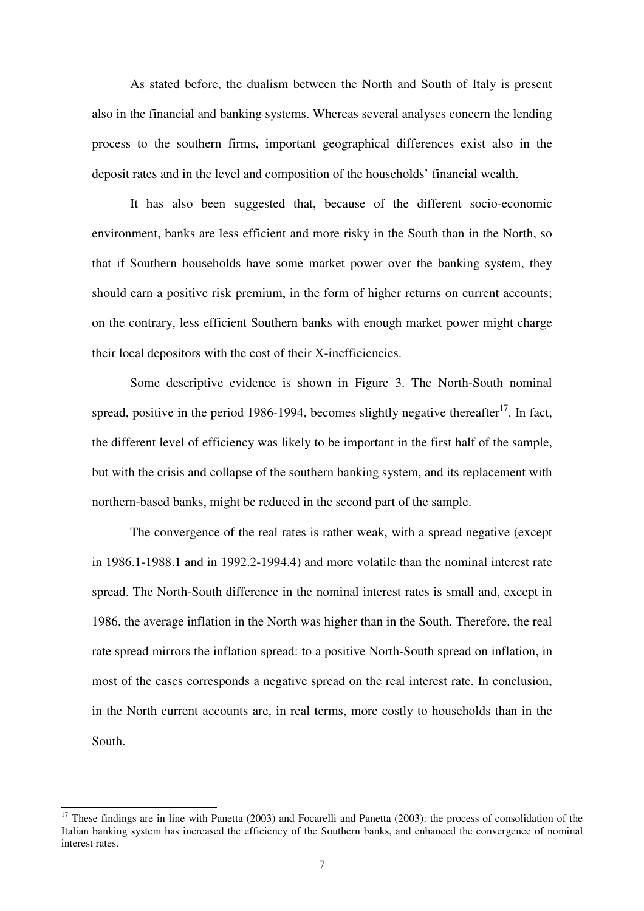As stated before, the dualism between the North and South of Italy is present also in the financial and banking systems. Whereas several analyses concern the lending process to the southern firms, important geographical differences exist also in the deposit rates and in the level and composition of the households' financial wealth.

It has also been suggested that, because of the different socio-economic environment, banks are less efficient and more risky in the South than in the North, so that if Southern households have some market power over the banking system, they should earn a positive risk premium, in the form of higher returns on current accounts; on the contrary, less efficient Southern banks with enough market power might charge their local depositors with the cost of their X-inefficiencies.

Some descriptive evidence is shown in Figure 3. The North-South nominal spread, positive in the period 1986-1994, becomes slightly negative thereafter[17]. In fact, the different level of efficiency was likely to be important in the first half of the sample, but with the crisis and collapse of the southern banking system, and its replacement with northern-based banks, might be reduced in the second part of the sample.

The convergence of the real rates is rather weak, with a spread negative (except in 1986.1-1988.1 and in 1992.2-1994.4) and more volatile than the nominal interest rate spread. The North-South difference in the nominal interest rates is small and, except in 1986, the average inflation in the North was higher than in the South. Therefore, the real rate spread mirrors the inflation spread: to a positive North-South spread on inflation, in most of the cases corresponds a negative spread on the real interest rate. In conclusion, in the North current accounts are, in real terms, more costly to households than in the South.

---

[17] These findings are in line with Panetta (2003) and Focarelli and Panetta (2003): the process of consolidation of the Italian banking system has increased the efficiency of the Southern banks, and enhanced the convergence of nominal interest rates.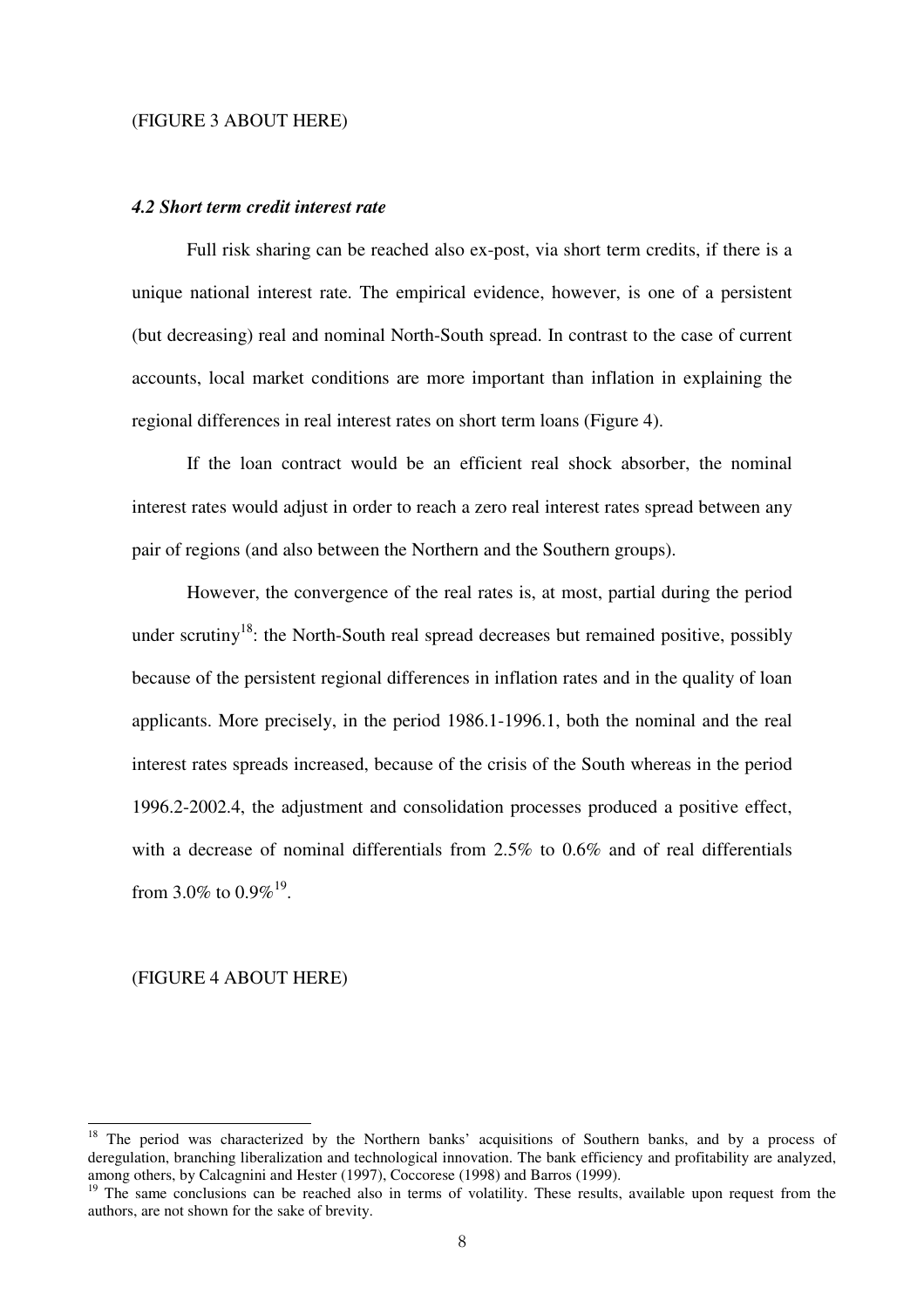(FIGURE 3 ABOUT HERE)

### *4.2 Short term credit interest rate*

Full risk sharing can be reached also ex-post, via short term credits, if there is a unique national interest rate. The empirical evidence, however, is one of a persistent (but decreasing) real and nominal North-South spread. In contrast to the case of current accounts, local market conditions are more important than inflation in explaining the regional differences in real interest rates on short term loans (Figure 4).

If the loan contract would be an efficient real shock absorber, the nominal interest rates would adjust in order to reach a zero real interest rates spread between any pair of regions (and also between the Northern and the Southern groups).

However, the convergence of the real rates is, at most, partial during the period under scrutiny[18]: the North-South real spread decreases but remained positive, possibly because of the persistent regional differences in inflation rates and in the quality of loan applicants. More precisely, in the period 1986.1-1996.1, both the nominal and the real interest rates spreads increased, because of the crisis of the South whereas in the period 1996.2-2002.4, the adjustment and consolidation processes produced a positive effect, with a decrease of nominal differentials from 2.5% to 0.6% and of real differentials from 3.0% to 0.9%[19].

(FIGURE 4 ABOUT HERE)

---

[18] The period was characterized by the Northern banks' acquisitions of Southern banks, and by a process of deregulation, branching liberalization and technological innovation. The bank efficiency and profitability are analyzed, among others, by Calcagnini and Hester (1997), Coccorese (1998) and Barros (1999).

[19] The same conclusions can be reached also in terms of volatility. These results, available upon request from the authors, are not shown for the sake of brevity.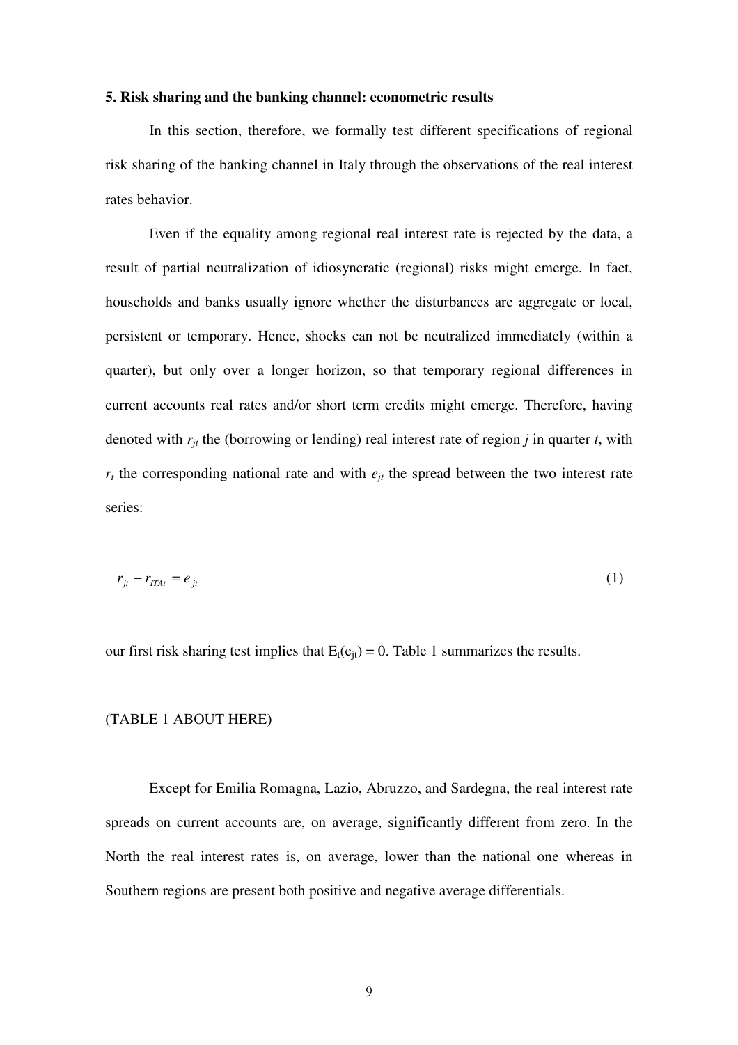**5. Risk sharing and the banking channel: econometric results**

In this section, therefore, we formally test different specifications of regional risk sharing of the banking channel in Italy through the observations of the real interest rates behavior.

Even if the equality among regional real interest rate is rejected by the data, a result of partial neutralization of idiosyncratic (regional) risks might emerge. In fact, households and banks usually ignore whether the disturbances are aggregate or local, persistent or temporary. Hence, shocks can not be neutralized immediately (within a quarter), but only over a longer horizon, so that temporary regional differences in current accounts real rates and/or short term credits might emerge. Therefore, having denoted with $r_{jt}$ the (borrowing or lending) real interest rate of region $j$ in quarter $t$, with $r_t$ the corresponding national rate and with $e_{jt}$ the spread between the two interest rate series:

$$r_{jt} - r_{ITAt} = e_{jt} \tag{1}$$

our first risk sharing test implies that $E_t(e_{jt}) = 0$. Table 1 summarizes the results.

(TABLE 1 ABOUT HERE)

Except for Emilia Romagna, Lazio, Abruzzo, and Sardegna, the real interest rate spreads on current accounts are, on average, significantly different from zero. In the North the real interest rates is, on average, lower than the national one whereas in Southern regions are present both positive and negative average differentials.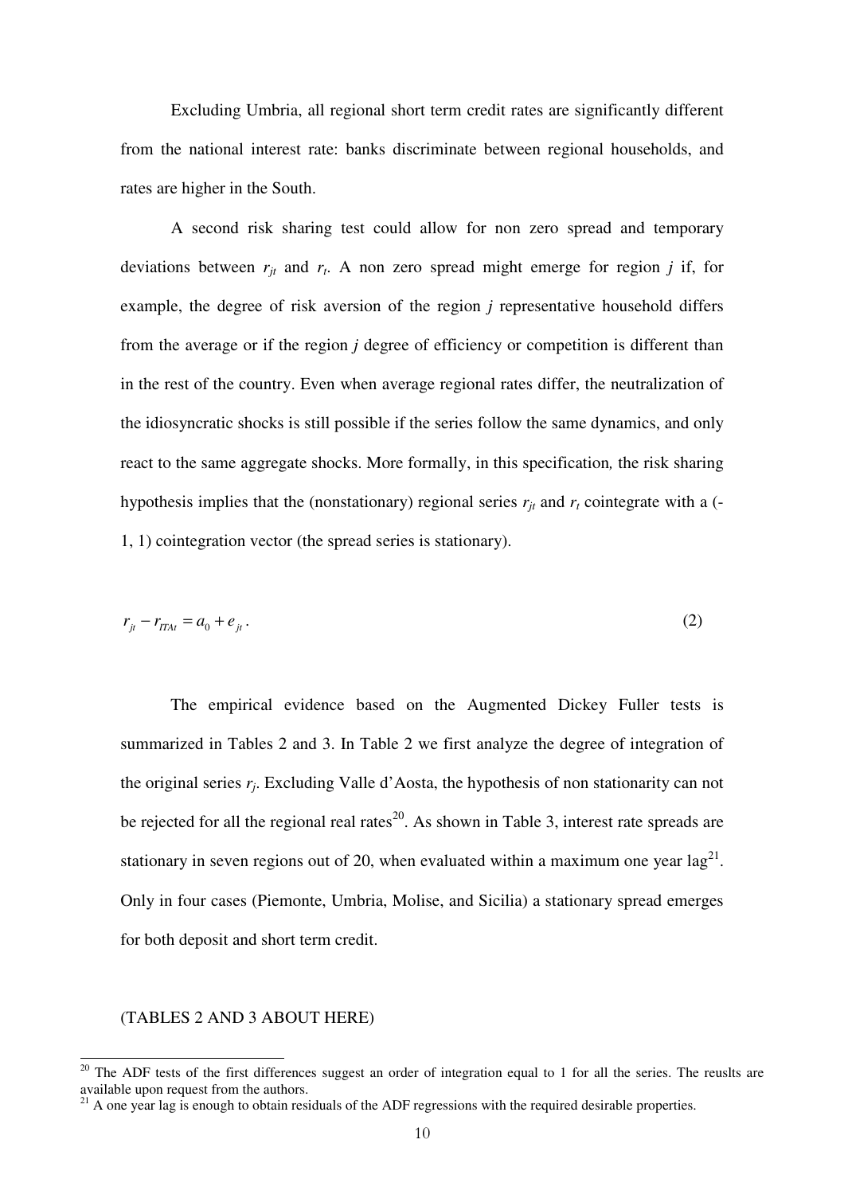Excluding Umbria, all regional short term credit rates are significantly different from the national interest rate: banks discriminate between regional households, and rates are higher in the South.

A second risk sharing test could allow for non zero spread and temporary deviations between $r_{jt}$ and $r_t$. A non zero spread might emerge for region *j* if, for example, the degree of risk aversion of the region *j* representative household differs from the average or if the region *j* degree of efficiency or competition is different than in the rest of the country. Even when average regional rates differ, the neutralization of the idiosyncratic shocks is still possible if the series follow the same dynamics, and only react to the same aggregate shocks. More formally, in this specification*,* the risk sharing hypothesis implies that the (nonstationary) regional series $r_{jt}$ and $r_t$ cointegrate with a (-1, 1) cointegration vector (the spread series is stationary).

$$r_{jt} - r_{ITAt} = a_0 + e_{jt} . \tag{2}$$

The empirical evidence based on the Augmented Dickey Fuller tests is summarized in Tables 2 and 3. In Table 2 we first analyze the degree of integration of the original series $r_j$. Excluding Valle d'Aosta, the hypothesis of non stationarity can not be rejected for all the regional real rates[20]. As shown in Table 3, interest rate spreads are stationary in seven regions out of 20, when evaluated within a maximum one year lag[21]. Only in four cases (Piemonte, Umbria, Molise, and Sicilia) a stationary spread emerges for both deposit and short term credit.

(TABLES 2 AND 3 ABOUT HERE)

[20] The ADF tests of the first differences suggest an order of integration equal to 1 for all the series. The reuslts are available upon request from the authors.

[21] A one year lag is enough to obtain residuals of the ADF regressions with the required desirable properties.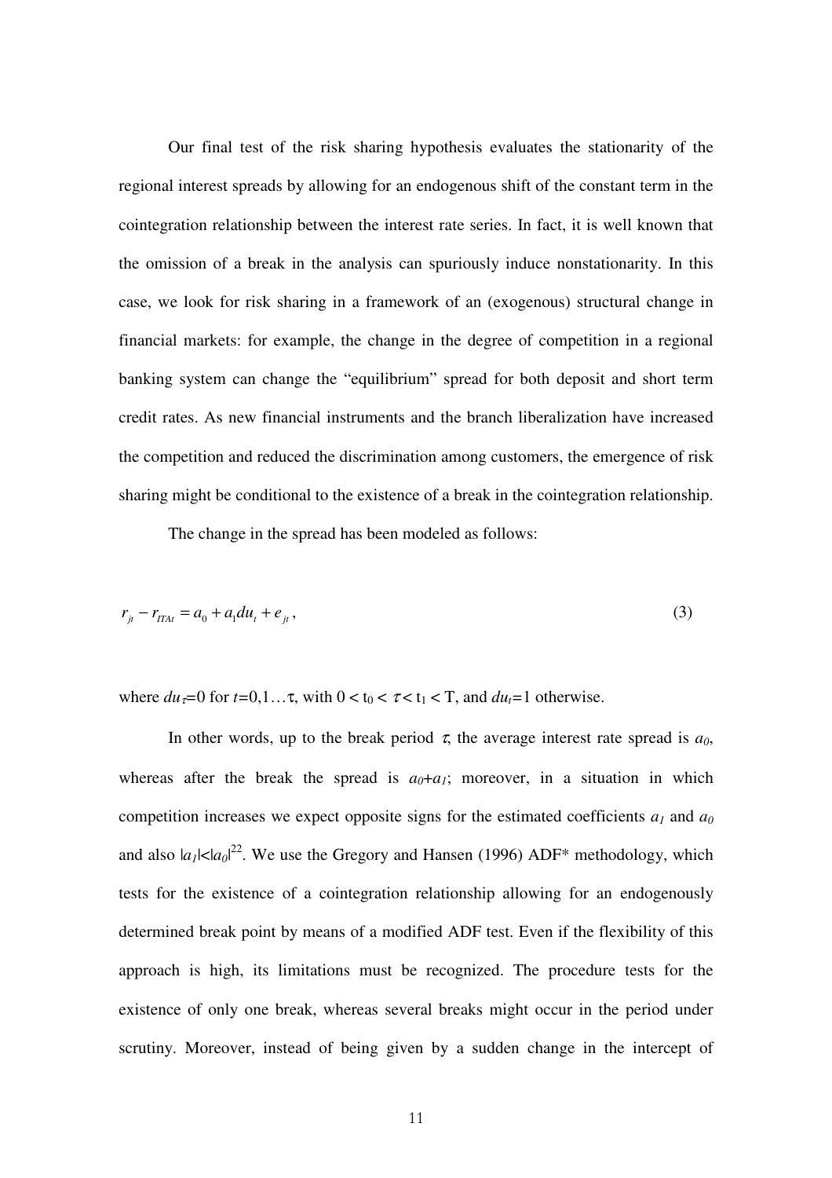Our final test of the risk sharing hypothesis evaluates the stationarity of the regional interest spreads by allowing for an endogenous shift of the constant term in the cointegration relationship between the interest rate series. In fact, it is well known that the omission of a break in the analysis can spuriously induce nonstationarity. In this case, we look for risk sharing in a framework of an (exogenous) structural change in financial markets: for example, the change in the degree of competition in a regional banking system can change the "equilibrium" spread for both deposit and short term credit rates. As new financial instruments and the branch liberalization have increased the competition and reduced the discrimination among customers, the emergence of risk sharing might be conditional to the existence of a break in the cointegration relationship.

The change in the spread has been modeled as follows:

$$r_{jt} - r_{ITAt} = a_0 + a_1 du_t + e_{jt}, \tag{3}$$

where $du_\tau=0$ for $t=0,1\ldots\tau$, with $0 < t_0 < \tau < t_1 < T$, and $du_t=1$ otherwise.

In other words, up to the break period $\tau$, the average interest rate spread is $a_0$, whereas after the break the spread is $a_0+a_1$; moreover, in a situation in which competition increases we expect opposite signs for the estimated coefficients $a_1$ and $a_0$ and also $|a_1|<|a_0|$[22]. We use the Gregory and Hansen (1996) ADF* methodology, which tests for the existence of a cointegration relationship allowing for an endogenously determined break point by means of a modified ADF test. Even if the flexibility of this approach is high, its limitations must be recognized. The procedure tests for the existence of only one break, whereas several breaks might occur in the period under scrutiny. Moreover, instead of being given by a sudden change in the intercept of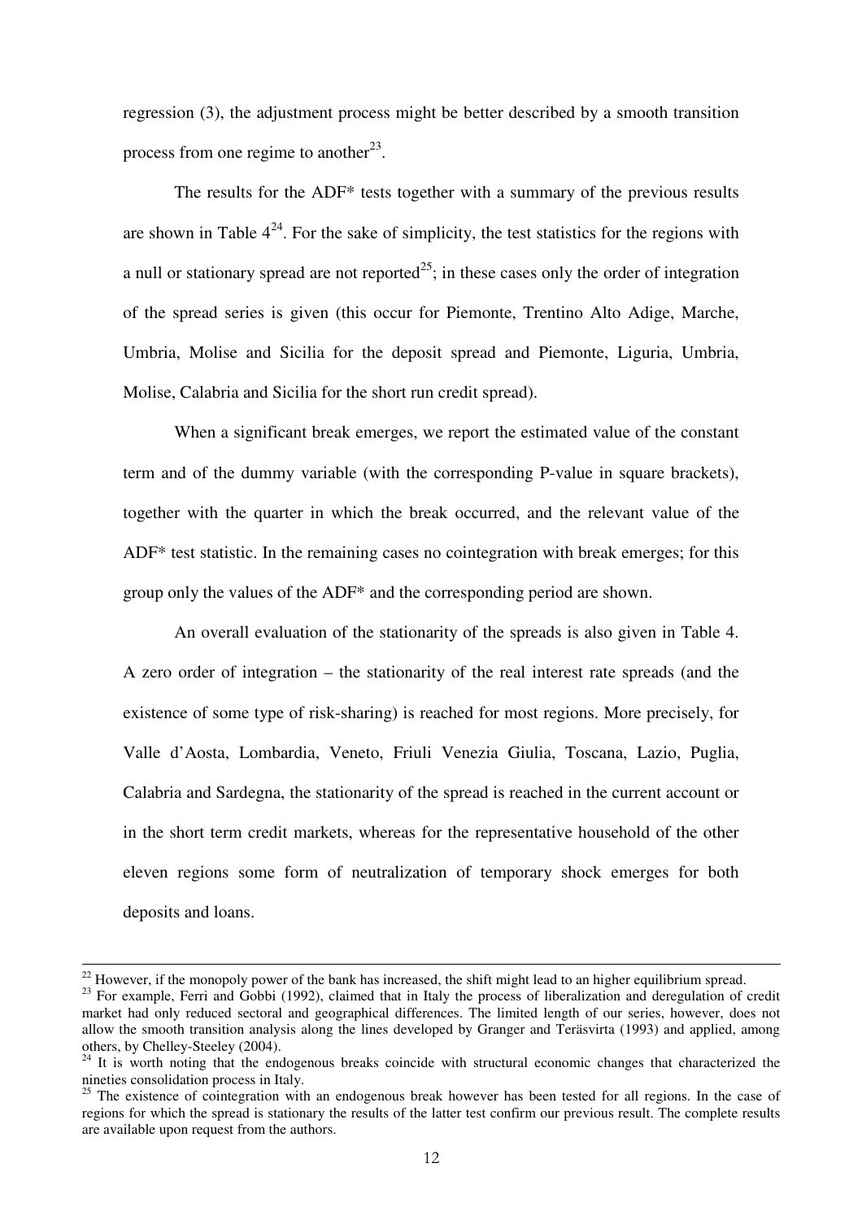regression (3), the adjustment process might be better described by a smooth transition process from one regime to another[23].

The results for the ADF* tests together with a summary of the previous results are shown in Table 4[24]. For the sake of simplicity, the test statistics for the regions with a null or stationary spread are not reported[25]; in these cases only the order of integration of the spread series is given (this occur for Piemonte, Trentino Alto Adige, Marche, Umbria, Molise and Sicilia for the deposit spread and Piemonte, Liguria, Umbria, Molise, Calabria and Sicilia for the short run credit spread).

When a significant break emerges, we report the estimated value of the constant term and of the dummy variable (with the corresponding P-value in square brackets), together with the quarter in which the break occurred, and the relevant value of the ADF* test statistic. In the remaining cases no cointegration with break emerges; for this group only the values of the ADF* and the corresponding period are shown.

An overall evaluation of the stationarity of the spreads is also given in Table 4. A zero order of integration – the stationarity of the real interest rate spreads (and the existence of some type of risk-sharing) is reached for most regions. More precisely, for Valle d'Aosta, Lombardia, Veneto, Friuli Venezia Giulia, Toscana, Lazio, Puglia, Calabria and Sardegna, the stationarity of the spread is reached in the current account or in the short term credit markets, whereas for the representative household of the other eleven regions some form of neutralization of temporary shock emerges for both deposits and loans.

---

[22] However, if the monopoly power of the bank has increased, the shift might lead to an higher equilibrium spread.

[23] For example, Ferri and Gobbi (1992), claimed that in Italy the process of liberalization and deregulation of credit market had only reduced sectoral and geographical differences. The limited length of our series, however, does not allow the smooth transition analysis along the lines developed by Granger and Teräsvirta (1993) and applied, among others, by Chelley-Steeley (2004).

[24] It is worth noting that the endogenous breaks coincide with structural economic changes that characterized the nineties consolidation process in Italy.

[25] The existence of cointegration with an endogenous break however has been tested for all regions. In the case of regions for which the spread is stationary the results of the latter test confirm our previous result. The complete results are available upon request from the authors.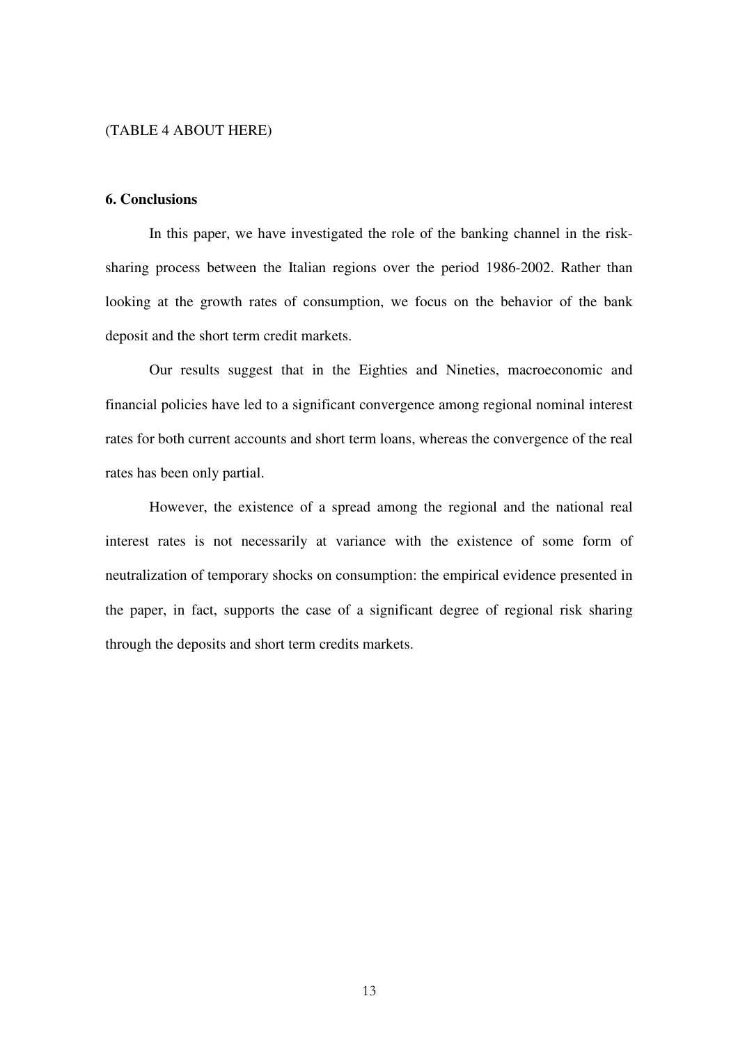(TABLE 4 ABOUT HERE)

## 6. Conclusions

In this paper, we have investigated the role of the banking channel in the risk-sharing process between the Italian regions over the period 1986-2002. Rather than looking at the growth rates of consumption, we focus on the behavior of the bank deposit and the short term credit markets.

Our results suggest that in the Eighties and Nineties, macroeconomic and financial policies have led to a significant convergence among regional nominal interest rates for both current accounts and short term loans, whereas the convergence of the real rates has been only partial.

However, the existence of a spread among the regional and the national real interest rates is not necessarily at variance with the existence of some form of neutralization of temporary shocks on consumption: the empirical evidence presented in the paper, in fact, supports the case of a significant degree of regional risk sharing through the deposits and short term credits markets.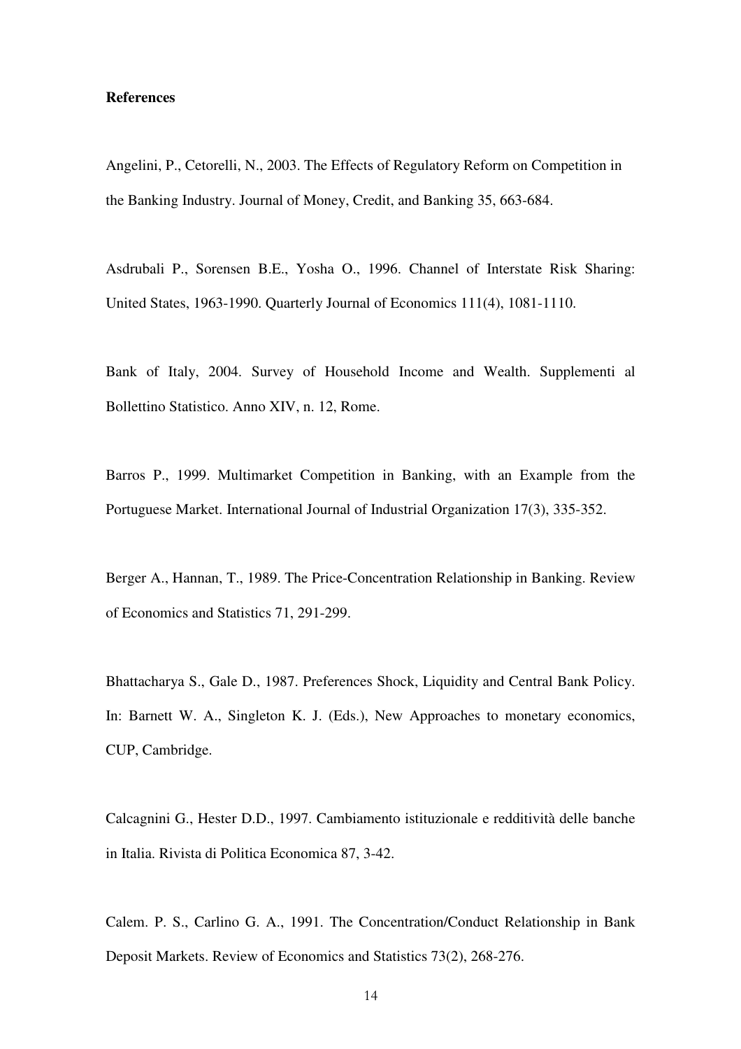**References**

Angelini, P., Cetorelli, N., 2003. The Effects of Regulatory Reform on Competition in the Banking Industry. Journal of Money, Credit, and Banking 35, 663-684.

Asdrubali P., Sorensen B.E., Yosha O., 1996. Channel of Interstate Risk Sharing: United States, 1963-1990. Quarterly Journal of Economics 111(4), 1081-1110.

Bank of Italy, 2004. Survey of Household Income and Wealth. Supplementi al Bollettino Statistico. Anno XIV, n. 12, Rome.

Barros P., 1999. Multimarket Competition in Banking, with an Example from the Portuguese Market. International Journal of Industrial Organization 17(3), 335-352.

Berger A., Hannan, T., 1989. The Price-Concentration Relationship in Banking. Review of Economics and Statistics 71, 291-299.

Bhattacharya S., Gale D., 1987. Preferences Shock, Liquidity and Central Bank Policy. In: Barnett W. A., Singleton K. J. (Eds.), New Approaches to monetary economics, CUP, Cambridge.

Calcagnini G., Hester D.D., 1997. Cambiamento istituzionale e redditività delle banche in Italia. Rivista di Politica Economica 87, 3-42.

Calem. P. S., Carlino G. A., 1991. The Concentration/Conduct Relationship in Bank Deposit Markets. Review of Economics and Statistics 73(2), 268-276.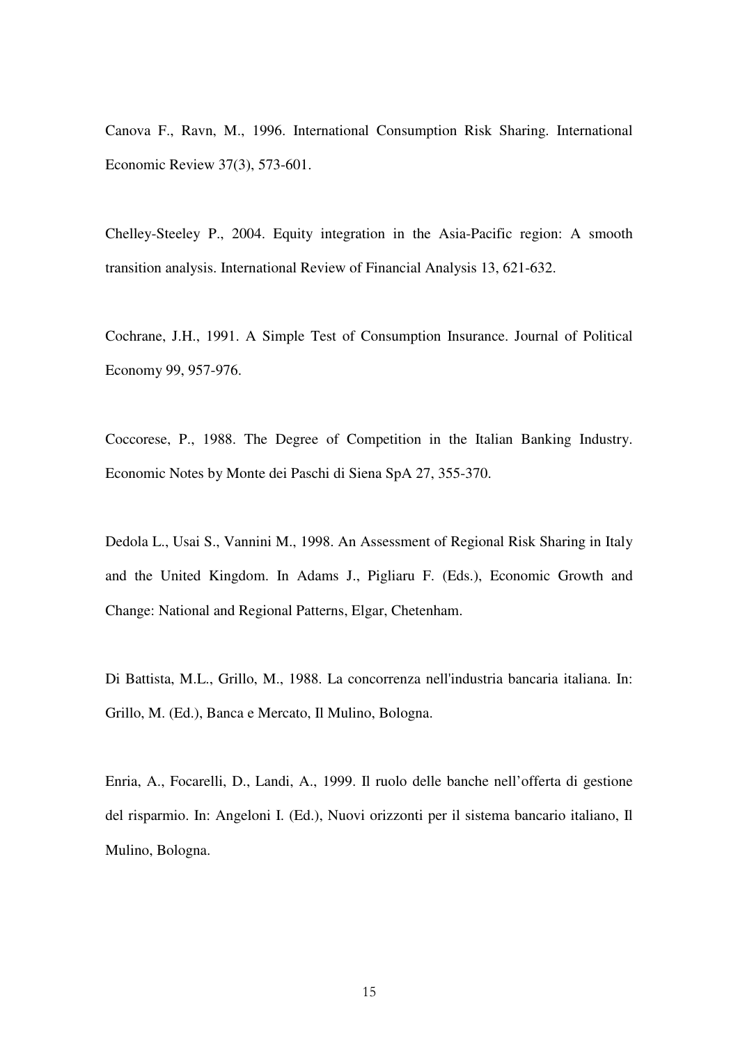Canova F., Ravn, M., 1996. International Consumption Risk Sharing. International Economic Review 37(3), 573-601.

Chelley-Steeley P., 2004. Equity integration in the Asia-Pacific region: A smooth transition analysis. International Review of Financial Analysis 13, 621-632.

Cochrane, J.H., 1991. A Simple Test of Consumption Insurance. Journal of Political Economy 99, 957-976.

Coccorese, P., 1988. The Degree of Competition in the Italian Banking Industry. Economic Notes by Monte dei Paschi di Siena SpA 27, 355-370.

Dedola L., Usai S., Vannini M., 1998. An Assessment of Regional Risk Sharing in Italy and the United Kingdom. In Adams J., Pigliaru F. (Eds.), Economic Growth and Change: National and Regional Patterns, Elgar, Chetenham.

Di Battista, M.L., Grillo, M., 1988. La concorrenza nell'industria bancaria italiana. In: Grillo, M. (Ed.), Banca e Mercato, Il Mulino, Bologna.

Enria, A., Focarelli, D., Landi, A., 1999. Il ruolo delle banche nell'offerta di gestione del risparmio. In: Angeloni I. (Ed.), Nuovi orizzonti per il sistema bancario italiano, Il Mulino, Bologna.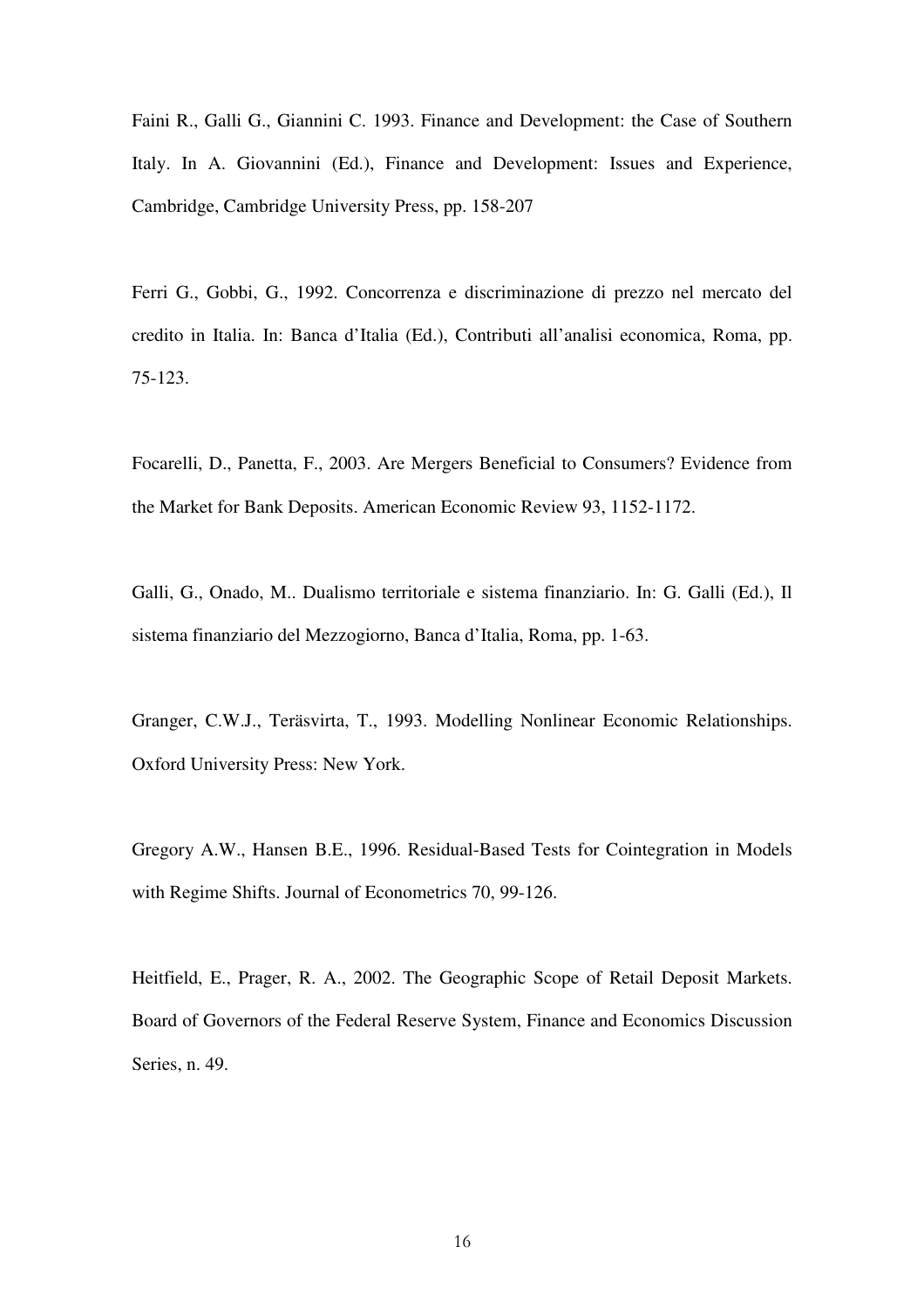Faini R., Galli G., Giannini C. 1993. Finance and Development: the Case of Southern Italy. In A. Giovannini (Ed.), Finance and Development: Issues and Experience, Cambridge, Cambridge University Press, pp. 158-207

Ferri G., Gobbi, G., 1992. Concorrenza e discriminazione di prezzo nel mercato del credito in Italia. In: Banca d'Italia (Ed.), Contributi all'analisi economica, Roma, pp. 75-123.

Focarelli, D., Panetta, F., 2003. Are Mergers Beneficial to Consumers? Evidence from the Market for Bank Deposits. American Economic Review 93, 1152-1172.

Galli, G., Onado, M.. Dualismo territoriale e sistema finanziario. In: G. Galli (Ed.), Il sistema finanziario del Mezzogiorno, Banca d'Italia, Roma, pp. 1-63.

Granger, C.W.J., Teräsvirta, T., 1993. Modelling Nonlinear Economic Relationships. Oxford University Press: New York.

Gregory A.W., Hansen B.E., 1996. Residual-Based Tests for Cointegration in Models with Regime Shifts. Journal of Econometrics 70, 99-126.

Heitfield, E., Prager, R. A., 2002. The Geographic Scope of Retail Deposit Markets. Board of Governors of the Federal Reserve System, Finance and Economics Discussion Series, n. 49.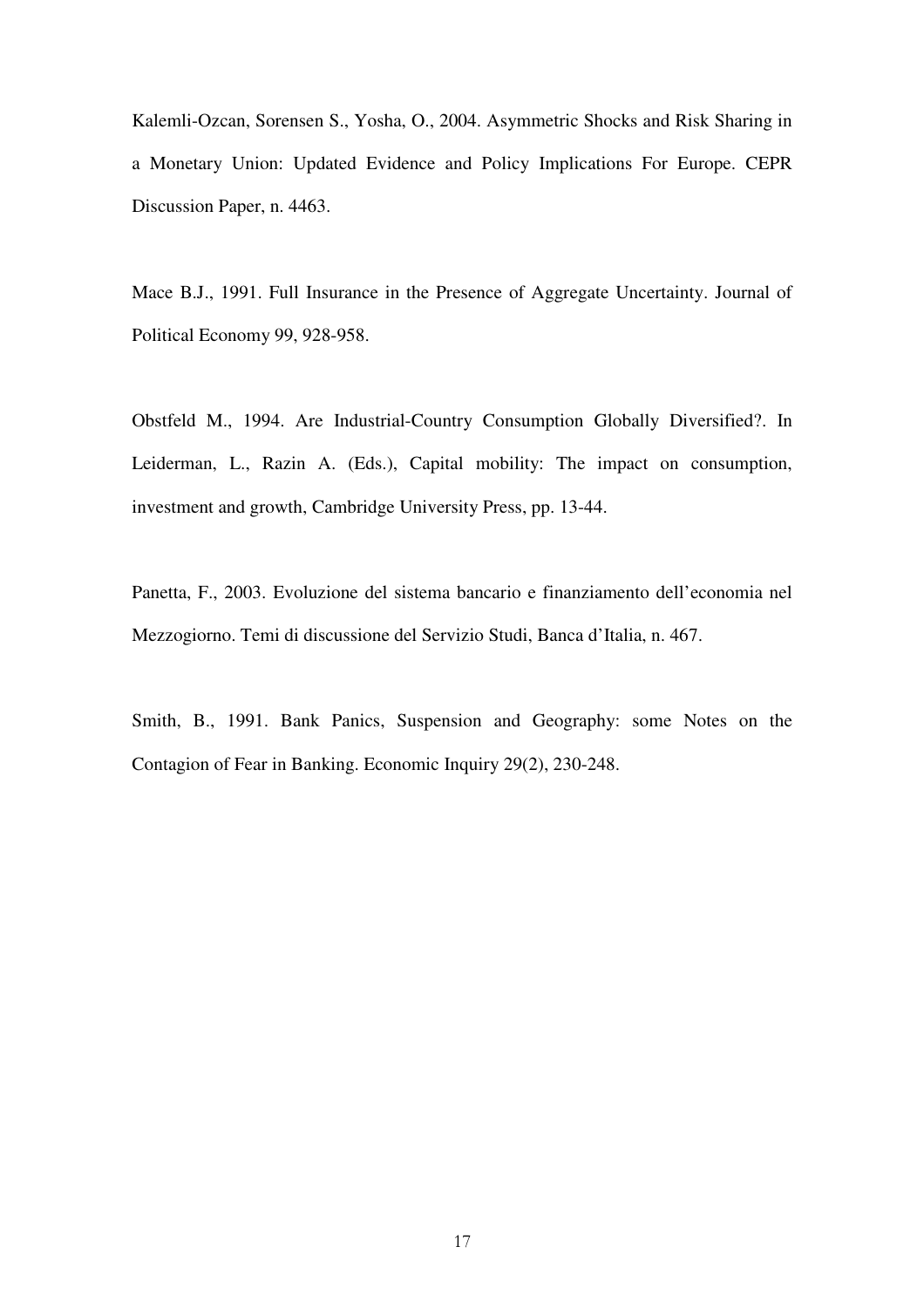Kalemli-Ozcan, Sorensen S., Yosha, O., 2004. Asymmetric Shocks and Risk Sharing in a Monetary Union: Updated Evidence and Policy Implications For Europe. CEPR Discussion Paper, n. 4463.

Mace B.J., 1991. Full Insurance in the Presence of Aggregate Uncertainty. Journal of Political Economy 99, 928-958.

Obstfeld M., 1994. Are Industrial-Country Consumption Globally Diversified?. In Leiderman, L., Razin A. (Eds.), Capital mobility: The impact on consumption, investment and growth, Cambridge University Press, pp. 13-44.

Panetta, F., 2003. Evoluzione del sistema bancario e finanziamento dell'economia nel Mezzogiorno. Temi di discussione del Servizio Studi, Banca d'Italia, n. 467.

Smith, B., 1991. Bank Panics, Suspension and Geography: some Notes on the Contagion of Fear in Banking. Economic Inquiry 29(2), 230-248.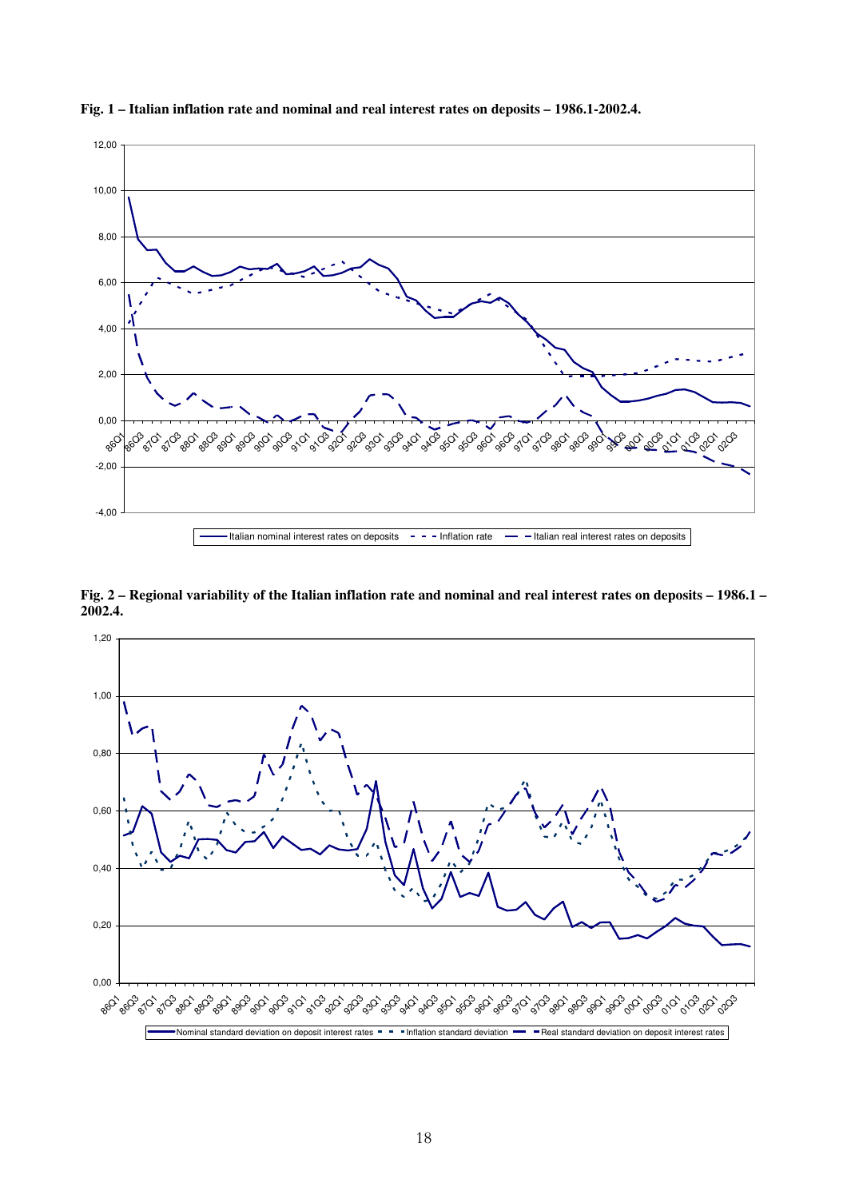**Fig. 1 – Italian inflation rate and nominal and real interest rates on deposits – 1986.1-2002.4.**

**Fig. 2 – Regional variability of the Italian inflation rate and nominal and real interest rates on deposits – 1986.1 – 2002.4.**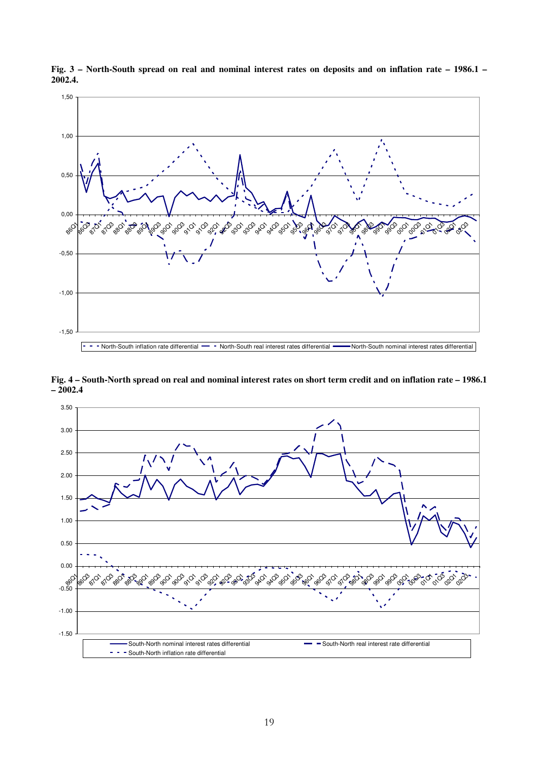**Fig. 3 – North-South spread on real and nominal interest rates on deposits and on inflation rate – 1986.1 – 2002.4.**

**Fig. 4 – South-North spread on real and nominal interest rates on short term credit and on inflation rate – 1986.1 – 2002.4**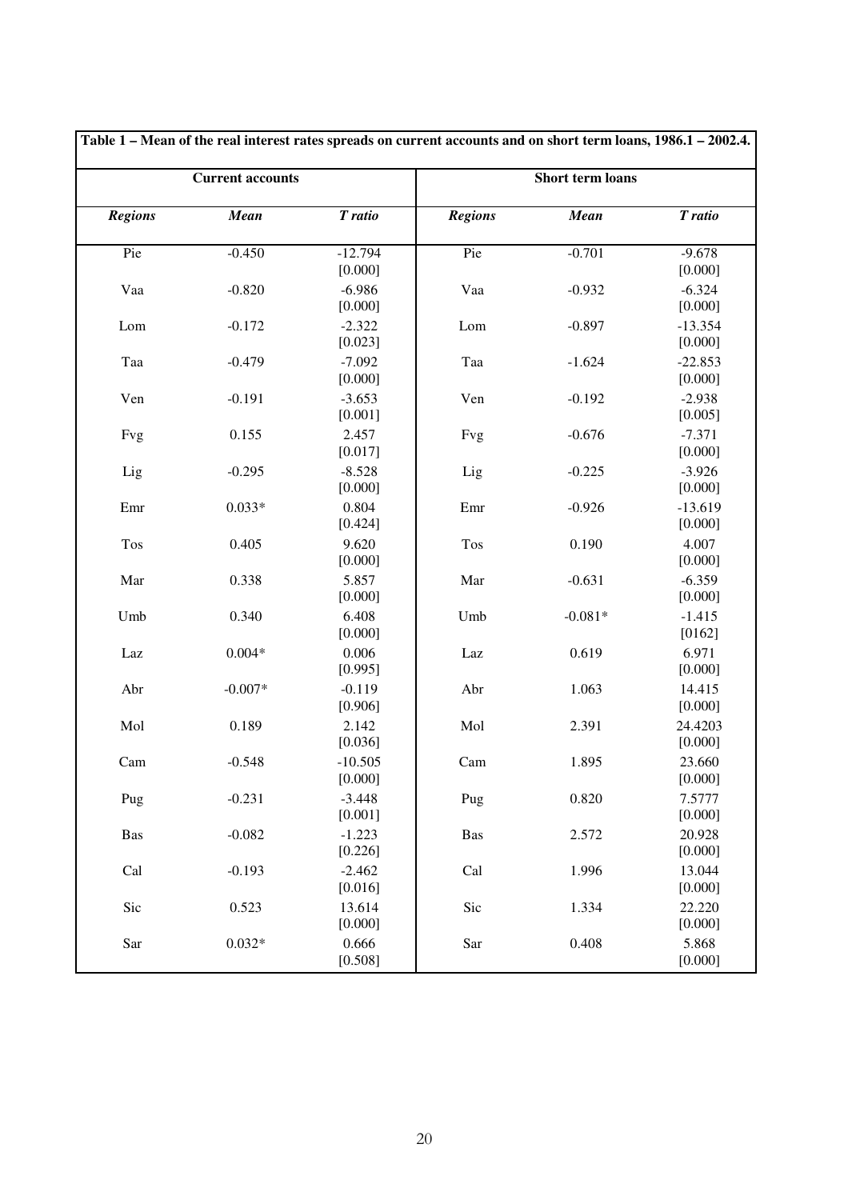**Table 1 – Mean of the real interest rates spreads on current accounts and on short term loans, 1986.1 – 2002.4.**

| Current accounts | | | Short term loans | | |
|---|---|---|---|---|---|
| ***Regions*** | ***Mean*** | ***T ratio*** | ***Regions*** | ***Mean*** | ***T ratio*** |
| Pie | -0.450 | -12.794 [0.000] | Pie | -0.701 | -9.678 [0.000] |
| Vaa | -0.820 | -6.986 [0.000] | Vaa | -0.932 | -6.324 [0.000] |
| Lom | -0.172 | -2.322 [0.023] | Lom | -0.897 | -13.354 [0.000] |
| Taa | -0.479 | -7.092 [0.000] | Taa | -1.624 | -22.853 [0.000] |
| Ven | -0.191 | -3.653 [0.001] | Ven | -0.192 | -2.938 [0.005] |
| Fvg | 0.155 | 2.457 [0.017] | Fvg | -0.676 | -7.371 [0.000] |
| Lig | -0.295 | -8.528 [0.000] | Lig | -0.225 | -3.926 [0.000] |
| Emr | 0.033* | 0.804 [0.424] | Emr | -0.926 | -13.619 [0.000] |
| Tos | 0.405 | 9.620 [0.000] | Tos | 0.190 | 4.007 [0.000] |
| Mar | 0.338 | 5.857 [0.000] | Mar | -0.631 | -6.359 [0.000] |
| Umb | 0.340 | 6.408 [0.000] | Umb | -0.081* | -1.415 [0162] |
| Laz | 0.004* | 0.006 [0.995] | Laz | 0.619 | 6.971 [0.000] |
| Abr | -0.007* | -0.119 [0.906] | Abr | 1.063 | 14.415 [0.000] |
| Mol | 0.189 | 2.142 [0.036] | Mol | 2.391 | 24.4203 [0.000] |
| Cam | -0.548 | -10.505 [0.000] | Cam | 1.895 | 23.660 [0.000] |
| Pug | -0.231 | -3.448 [0.001] | Pug | 0.820 | 7.5777 [0.000] |
| Bas | -0.082 | -1.223 [0.226] | Bas | 2.572 | 20.928 [0.000] |
| Cal | -0.193 | -2.462 [0.016] | Cal | 1.996 | 13.044 [0.000] |
| Sic | 0.523 | 13.614 [0.000] | Sic | 1.334 | 22.220 [0.000] |
| Sar | 0.032* | 0.666 [0.508] | Sar | 0.408 | 5.868 [0.000] |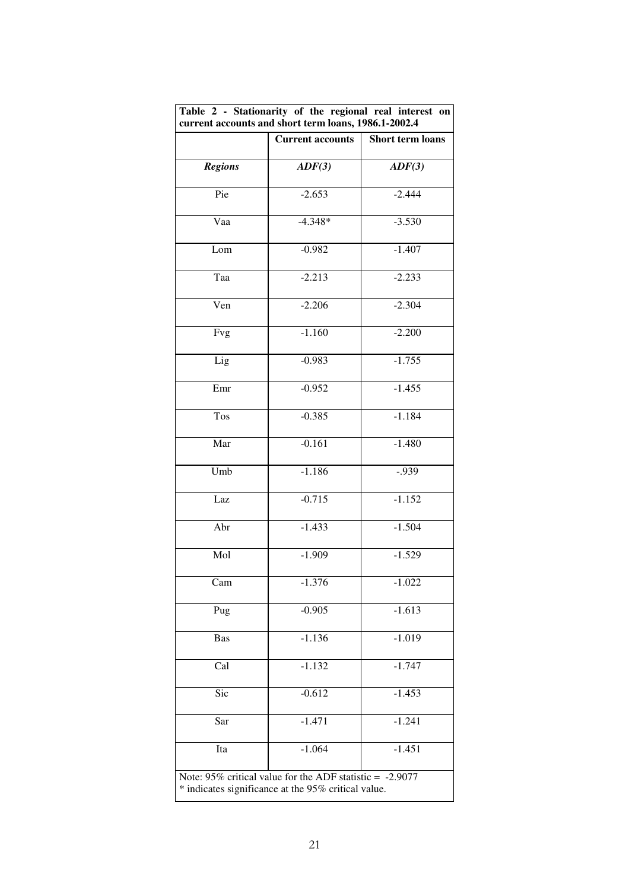**Table 2 - Stationarity of the regional real interest on current accounts and short term loans, 1986.1-2002.4**

| | Current accounts | Short term loans |
|---|---|---|
| ***Regions*** | ***ADF(3)*** | ***ADF(3)*** |
| Pie | -2.653 | -2.444 |
| Vaa | -4.348* | -3.530 |
| Lom | -0.982 | -1.407 |
| Taa | -2.213 | -2.233 |
| Ven | -2.206 | -2.304 |
| Fvg | -1.160 | -2.200 |
| Lig | -0.983 | -1.755 |
| Emr | -0.952 | -1.455 |
| Tos | -0.385 | -1.184 |
| Mar | -0.161 | -1.480 |
| Umb | -1.186 | -.939 |
| Laz | -0.715 | -1.152 |
| Abr | -1.433 | -1.504 |
| Mol | -1.909 | -1.529 |
| Cam | -1.376 | -1.022 |
| Pug | -0.905 | -1.613 |
| Bas | -1.136 | -1.019 |
| Cal | -1.132 | -1.747 |
| Sic | -0.612 | -1.453 |
| Sar | -1.471 | -1.241 |
| Ita | -1.064 | -1.451 |

Note: 95% critical value for the ADF statistic = -2.9077
* indicates significance at the 95% critical value.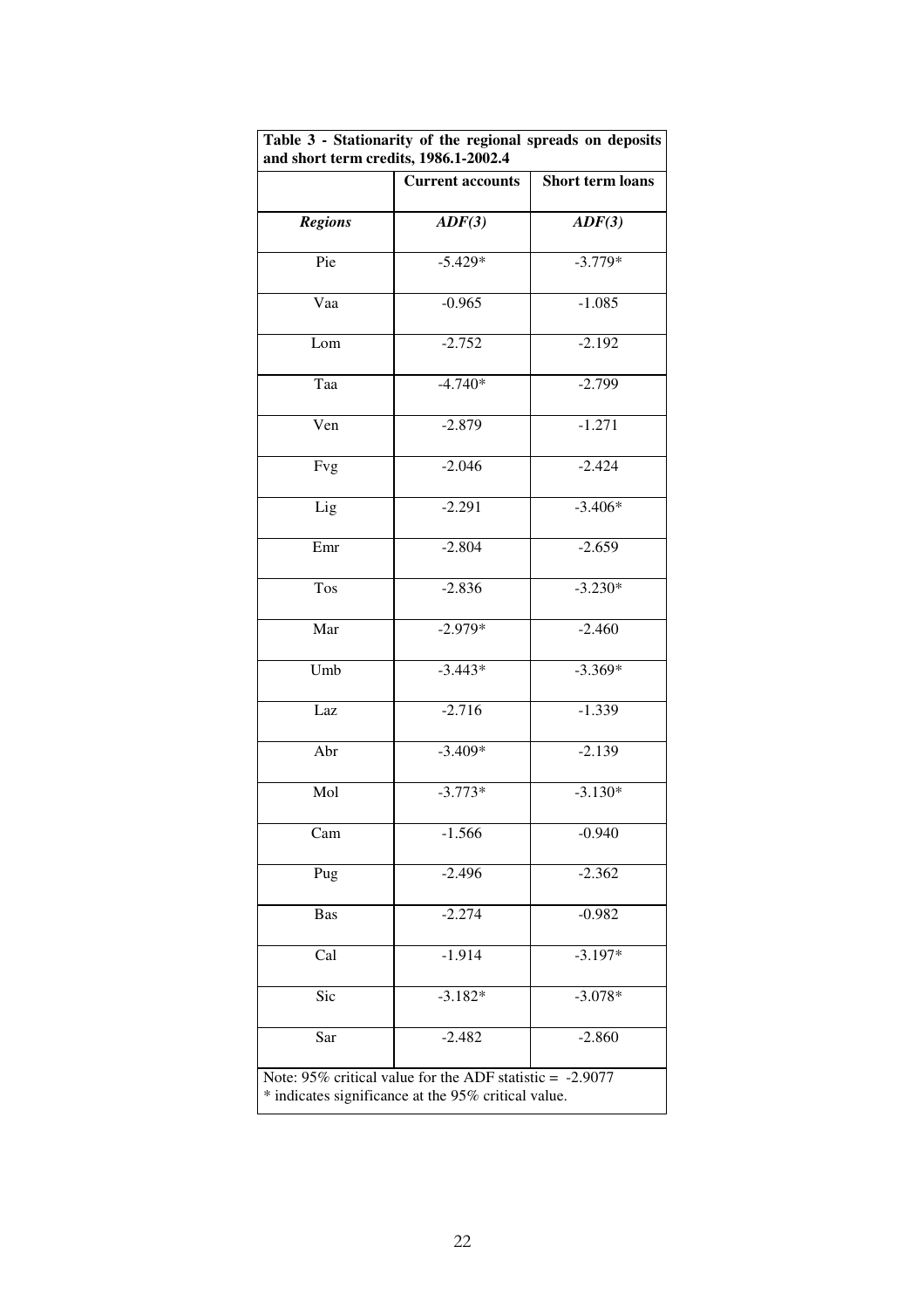**Table 3 - Stationarity of the regional spreads on deposits and short term credits, 1986.1-2002.4**

| | **Current accounts** | **Short term loans** |
|---|---|---|
| ***Regions*** | ***ADF(3)*** | ***ADF(3)*** |
| Pie | -5.429* | -3.779* |
| Vaa | -0.965 | -1.085 |
| Lom | -2.752 | -2.192 |
| Taa | -4.740* | -2.799 |
| Ven | -2.879 | -1.271 |
| Fvg | -2.046 | -2.424 |
| Lig | -2.291 | -3.406* |
| Emr | -2.804 | -2.659 |
| Tos | -2.836 | -3.230* |
| Mar | -2.979* | -2.460 |
| Umb | -3.443* | -3.369* |
| Laz | -2.716 | -1.339 |
| Abr | -3.409* | -2.139 |
| Mol | -3.773* | -3.130* |
| Cam | -1.566 | -0.940 |
| Pug | -2.496 | -2.362 |
| Bas | -2.274 | -0.982 |
| Cal | -1.914 | -3.197* |
| Sic | -3.182* | -3.078* |
| Sar | -2.482 | -2.860 |

Note: 95% critical value for the ADF statistic = -2.9077
* indicates significance at the 95% critical value.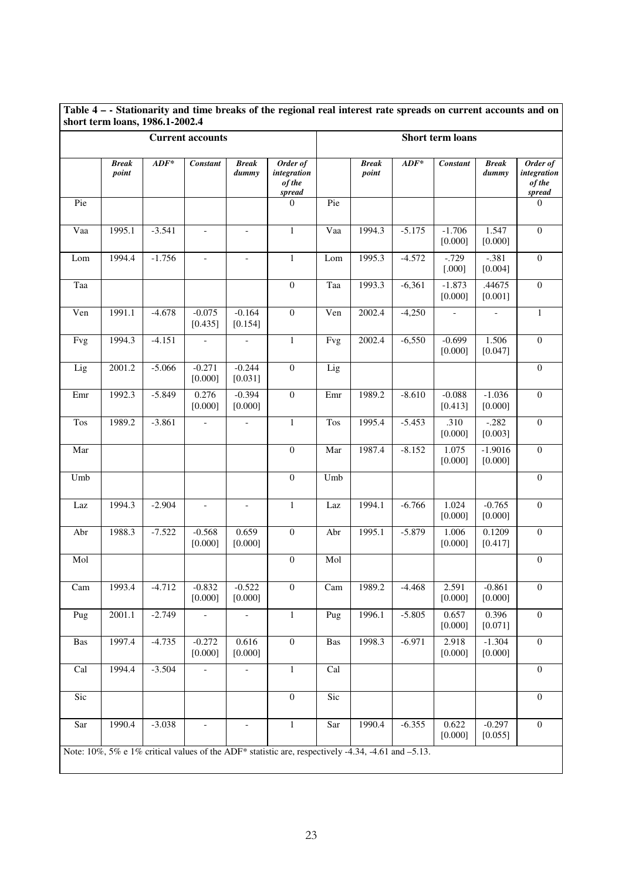**Table 4 – - Stationarity and time breaks of the regional real interest rate spreads on current accounts and on short term loans, 1986.1-2002.4**

| Current accounts | | | | | | Short term loans | | | | | |
|---|---|---|---|---|---|---|---|---|---|---|---|
| | *Break point* | *ADF\** | *Constant* | *Break dummy* | *Order of integration of the spread* | | *Break point* | *ADF\** | *Constant* | *Break dummy* | *Order of integration of the spread* |
| Pie | | | | | 0 | Pie | | | | | 0 |
| Vaa | 1995.1 | -3.541 | - | - | 1 | Vaa | 1994.3 | -5.175 | -1.706 [0.000] | 1.547 [0.000] | 0 |
| Lom | 1994.4 | -1.756 | - | - | 1 | Lom | 1995.3 | -4.572 | -.729 [.000] | -.381 [0.004] | 0 |
| Taa | | | | | 0 | Taa | 1993.3 | -6,361 | -1.873 [0.000] | .44675 [0.001] | 0 |
| Ven | 1991.1 | -4.678 | -0.075 [0.435] | -0.164 [0.154] | 0 | Ven | 2002.4 | -4,250 | - | - | 1 |
| Fvg | 1994.3 | -4.151 | - | - | 1 | Fvg | 2002.4 | -6,550 | -0.699 [0.000] | 1.506 [0.047] | 0 |
| Lig | 2001.2 | -5.066 | -0.271 [0.000] | -0.244 [0.031] | 0 | Lig | | | | | 0 |
| Emr | 1992.3 | -5.849 | 0.276 [0.000] | -0.394 [0.000] | 0 | Emr | 1989.2 | -8.610 | -0.088 [0.413] | -1.036 [0.000] | 0 |
| Tos | 1989.2 | -3.861 | - | - | 1 | Tos | 1995.4 | -5.453 | .310 [0.000] | -.282 [0.003] | 0 |
| Mar | | | | | 0 | Mar | 1987.4 | -8.152 | 1.075 [0.000] | -1.9016 [0.000] | 0 |
| Umb | | | | | 0 | Umb | | | | | 0 |
| Laz | 1994.3 | -2.904 | - | - | 1 | Laz | 1994.1 | -6.766 | 1.024 [0.000] | -0.765 [0.000] | 0 |
| Abr | 1988.3 | -7.522 | -0.568 [0.000] | 0.659 [0.000] | 0 | Abr | 1995.1 | -5.879 | 1.006 [0.000] | 0.1209 [0.417] | 0 |
| Mol | | | | | 0 | Mol | | | | | 0 |
| Cam | 1993.4 | -4.712 | -0.832 [0.000] | -0.522 [0.000] | 0 | Cam | 1989.2 | -4.468 | 2.591 [0.000] | -0.861 [0.000] | 0 |
| Pug | 2001.1 | -2.749 | - | - | 1 | Pug | 1996.1 | -5.805 | 0.657 [0.000] | 0.396 [0.071] | 0 |
| Bas | 1997.4 | -4.735 | -0.272 [0.000] | 0.616 [0.000] | 0 | Bas | 1998.3 | -6.971 | 2.918 [0.000] | -1.304 [0.000] | 0 |
| Cal | 1994.4 | -3.504 | - | - | 1 | Cal | | | | | 0 |
| Sic | | | | | 0 | Sic | | | | | 0 |
| Sar | 1990.4 | -3.038 | - | - | 1 | Sar | 1990.4 | -6.355 | 0.622 [0.000] | -0.297 [0.055] | 0 |

Note: 10%, 5% e 1% critical values of the ADF* statistic are, respectively -4.34, -4.61 and –5.13.